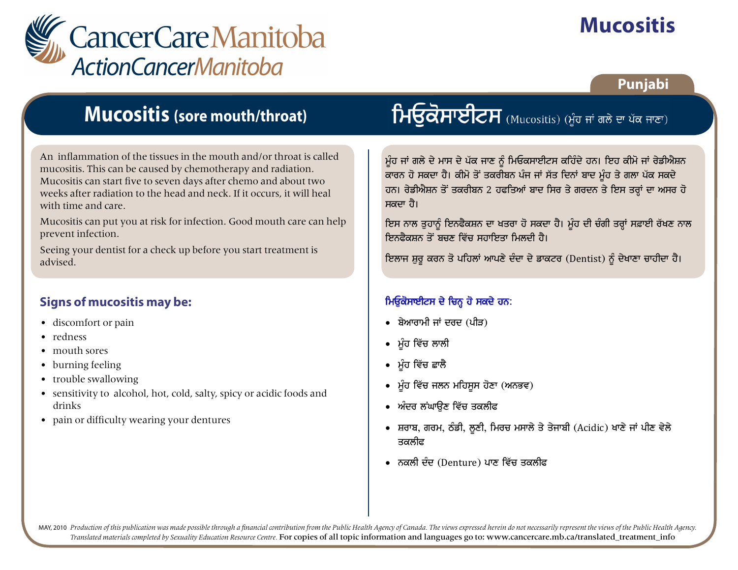CancerCare Manitoba
ActionCancerManitoba

# Mucositis

Punjabi

## Mucositis (sore mouth/throat)

An inflammation of the tissues in the mouth and/or throat is called mucositis. This can be caused by chemotherapy and radiation. Mucositis can start five to seven days after chemo and about two weeks after radiation to the head and neck. If it occurs, it will heal with time and care.

Mucositis can put you at risk for infection. Good mouth care can help prevent infection.

Seeing your dentist for a check up before you start treatment is advised.

### Signs of mucositis may be:

- discomfort or pain
- redness
- mouth sores
- burning feeling
- trouble swallowing
- sensitivity to alcohol, hot, cold, salty, spicy or acidic foods and drinks
- pain or difficulty wearing your dentures

## ਮਿਓਕੋਸਾਈਟਸ (Mucositis) (ਮੂੰਹ ਜਾਂ ਗਲੇ ਦਾ ਪੱਕ ਜਾਣਾ)

ਮੂੰਹ ਜਾਂ ਗਲੇ ਦੇ ਮਾਸ ਦੇ ਪੱਕ ਜਾਣ ਨੂੰ ਮਿਓਕਸਾਈਟਸ ਕਹਿੰਦੇ ਹਨ। ਇਹ ਕੀਮੋ ਜਾਂ ਰੇਡੀਐਸ਼ਨ ਕਾਰਨ ਹੋ ਸਕਦਾ ਹੈ। ਕੀਮੋ ਤੋਂ ਤਕਰੀਬਨ ਪੰਜ ਜਾਂ ਸੱਤ ਦਿਨਾਂ ਬਾਦ ਮੂੰਹ ਤੇ ਗਲਾ ਪੱਕ ਸਕਦੇ ਹਨ। ਰੇਡੀਐਸ਼ਨ ਤੋਂ ਤਕਰੀਬਨ 2 ਹਫਤਿਆਂ ਬਾਦ ਸਿਰ ਤੇ ਗਰਦਨ ਤੇ ਇਸ ਤਰ੍ਹਾਂ ਦਾ ਅਸਰ ਹੋ ਸਕਦਾ ਹੈ।

ਇਸ ਨਾਲ ਤੁਹਾਨੂੰ ਇਨਫੈਕਸ਼ਨ ਦਾ ਖਤਰਾ ਹੋ ਸਕਦਾ ਹੈ। ਮੂੰਹ ਦੀ ਚੰਗੀ ਤਰ੍ਹਾਂ ਸਫ਼ਾਈ ਰੱਖਣ ਨਾਲ ਇਨਫੈਕਸ਼ਨ ਤੋਂ ਬਚਣ ਵਿੱਚ ਸਹਾਇਤਾ ਮਿਲਦੀ ਹੈ।

ਇਲਾਜ ਸ਼ੁਰੂ ਕਰਨ ਤੋ ਪਹਿਲਾਂ ਆਪਣੇ ਦੰਦਾ ਦੇ ਡਾਕਟਰ (Dentist) ਨੂੰ ਦੇਖਾਣਾ ਚਾਹੀਦਾ ਹੈ।

### ਮਿਉਕੋਸਾਈਟਸ ਦੇ ਚਿਨ੍ਹ ਹੋ ਸਕਦੇ ਹਨ:

- ਬੇਆਰਾਮੀ ਜਾਂ ਦਰਦ (ਪੀੜ)
- ਮੂੰਹ ਵਿੱਚ ਲਾਲੀ
- ਮੂੰਹ ਵਿੱਚ ਛਾਲੈ
- ਮੂੰਹ ਵਿੱਚ ਜਲਨ ਮਹਿਸੂਸ ਹੋਣਾ (ਅਨਭਵ)
- ਅੰਦਰ ਲੰਘਾਉਣ ਵਿੱਚ ਤਕਲੀਫ
- ਸ਼ਰਾਬ, ਗਰਮ, ਠੰਡੀ, ਲੂਣੀ, ਮਿਰਚ ਮਸਾਲੇ ਤੇ ਤੇਜਾਬੀ (Acidic) ਖਾਣੇ ਜਾਂ ਪੀਣ ਵੇਲੇ ਤਕਲੀਫ
- ਨਕਲੀ ਦੰਦ (Denture) ਪਾਣ ਵਿੱਚ ਤਕਲੀਫ

MAY, 2010 *Production of this publication was made possible through a financial contribution from the Public Health Agency of Canada. The views expressed herein do not necessarily represent the views of the Public Health Agency. Translated materials completed by Sexuality Education Resource Centre.* For copies of all topic information and languages go to: www.cancercare.mb.ca/translated_treatment_info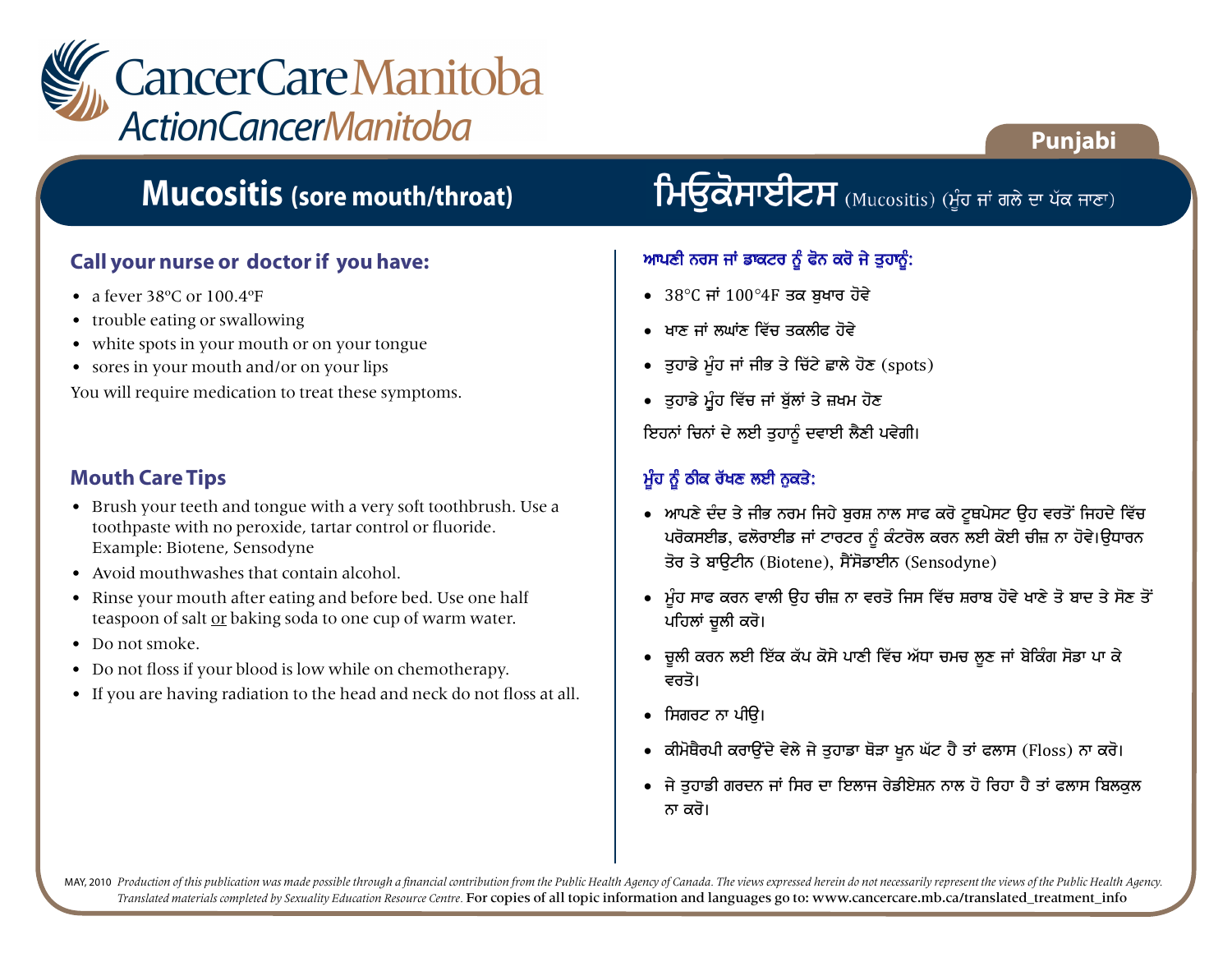CancerCare Manitoba
ActionCancerManitoba

Punjabi

# Mucositis (sore mouth/throat)

# ਮਿਉਕੋਸਾਈਟਸ (Mucositis) (ਮੂੰਹ ਜਾਂ ਗਲੇ ਦਾ ਪੱਕ ਜਾਣਾ)

## Call your nurse or doctor if you have:

- a fever 38ºC or 100.4ºF
- trouble eating or swallowing
- white spots in your mouth or on your tongue
- sores in your mouth and/or on your lips

You will require medication to treat these symptoms.

## Mouth Care Tips

- Brush your teeth and tongue with a very soft toothbrush. Use a toothpaste with no peroxide, tartar control or fluoride. Example: Biotene, Sensodyne
- Avoid mouthwashes that contain alcohol.
- Rinse your mouth after eating and before bed. Use one half teaspoon of salt or baking soda to one cup of warm water.
- Do not smoke.
- Do not floss if your blood is low while on chemotherapy.
- If you are having radiation to the head and neck do not floss at all.

## ਆਪਣੀ ਨਰਸ ਜਾਂ ਡਾਕਟਰ ਨੂੰ ਫੋਨ ਕਰੋ ਜੇ ਤੁਹਾਨੂੰ:

- 38°C ਜਾਂ 100°4F ਤਕ ਬੁਖਾਰ ਹੋਵੇ
- ਖਾਣ ਜਾਂ ਲਘਾਂਣ ਵਿੱਚ ਤਕਲੀਫ ਹੋਵੇ
- ਤੁਹਾਡੇ ਮੂੰਹ ਜਾਂ ਜੀਭ ਤੇ ਚਿੱਟੇ ਛਾਲੇ ਹੋਣ (spots)
- ਤੁਹਾਡੇ ਮੂੰਹ ਵਿੱਚ ਜਾਂ ਬੁੱਲਾਂ ਤੇ ਜ਼ਖਮ ਹੋਣ

ਇਹਨਾਂ ਚਿਨਾਂ ਦੇ ਲਈ ਤੁਹਾਨੂੰ ਦਵਾਈ ਲੈਣੀ ਪਵੇਗੀ।

## ਮੂੰਹ ਨੂੰ ਠੀਕ ਰੱਖਣ ਲਈ ਨੁਕਤੇ:

- ਆਪਣੇ ਦੰਦ ਤੇ ਜੀਭ ਨਰਮ ਜਿਹੇ ਬੁਰਸ਼ ਨਾਲ ਸਾਫ ਕਰੋ ਟੂਥਪੇਸਟ ਉਹ ਵਰਤੋਂ ਜਿਹਦੇ ਵਿੱਚ ਪਰੋਕਸਈਡ, ਫਲੋਰਾਈਡ ਜਾਂ ਟਾਰਟਰ ਨੂੰ ਕੰਟਰੋਲ ਕਰਨ ਲਈ ਕੋਈ ਚੀਜ਼ ਨਾ ਹੋਵੇ।ਉਧਾਰਨ ਤੋਰ ਤੇ ਬਾਉਟੀਨ (Biotene), ਸੈਂਸੋਡਾਈਨ (Sensodyne)
- ਮੂੰਹ ਸਾਫ ਕਰਨ ਵਾਲੀ ਉਹ ਚੀਜ਼ ਨਾ ਵਰਤੋ ਜਿਸ ਵਿੱਚ ਸ਼ਰਾਬ ਹੋਵੇ ਖਾਣੇ ਤੋ ਬਾਦ ਤੇ ਸੋਣ ਤੋਂ ਪਹਿਲਾਂ ਚੂਲੀ ਕਰੋ।
- ਚੂਲੀ ਕਰਨ ਲਈ ਇੱਕ ਕੱਪ ਕੋਸੇ ਪਾਣੀ ਵਿੱਚ ਅੱਧਾ ਚਮਚ ਲੂਣ ਜਾਂ ਬੇਕਿੰਗ ਸੋਡਾ ਪਾ ਕੇ ਵਰਤੋ।
- ਸਿਗਰਟ ਨਾ ਪੀਉ।
- ਕੀਮੋਥੈਰਪੀ ਕਰਾਉਂਦੇ ਵੇਲੇ ਜੇ ਤੁਹਾਡਾ ਥੋੜਾ ਖੂਨ ਘੱਟ ਹੈ ਤਾਂ ਫਲਾਸ (Floss) ਨਾ ਕਰੋ।
- ਜੇ ਤੁਹਾਡੀ ਗਰਦਨ ਜਾਂ ਸਿਰ ਦਾ ਇਲਾਜ ਰੇਡੀਏਸ਼ਨ ਨਾਲ ਹੋ ਰਿਹਾ ਹੈ ਤਾਂ ਫਲਾਸ ਬਿਲਕੁਲ ਨਾ ਕਰੋ।

MAY, 2010 *Production of this publication was made possible through a financial contribution from the Public Health Agency of Canada. The views expressed herein do not necessarily represent the views of the Public Health Agency. Translated materials completed by Sexuality Education Resource Centre.* For copies of all topic information and languages go to: www.cancercare.mb.ca/translated_treatment_info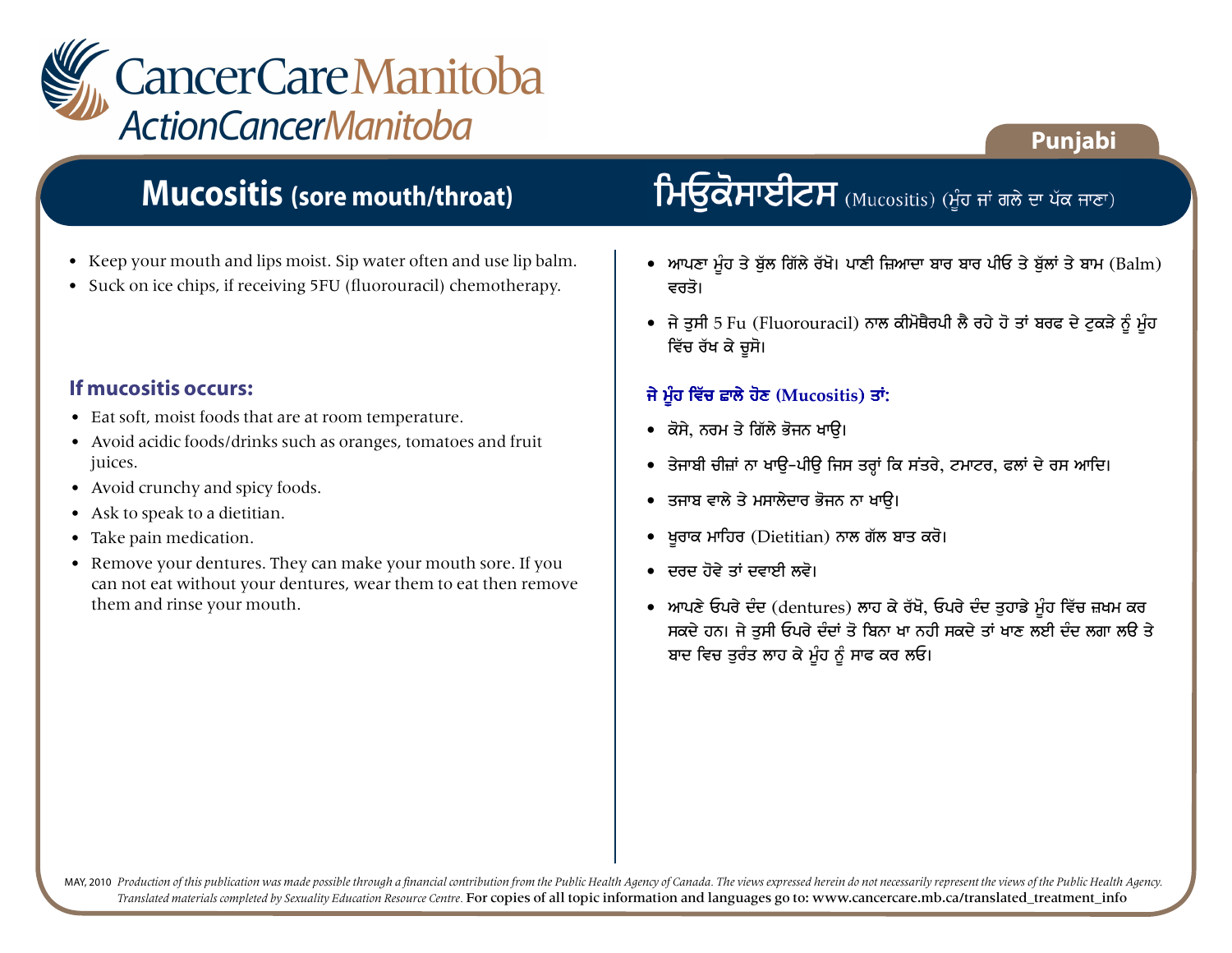CancerCare Manitoba
ActionCancerManitoba

Punjabi

# Mucositis (sore mouth/throat)

- Keep your mouth and lips moist. Sip water often and use lip balm.
- Suck on ice chips, if receiving 5FU (fluorouracil) chemotherapy.

## If mucositis occurs:

- Eat soft, moist foods that are at room temperature.
- Avoid acidic foods/drinks such as oranges, tomatoes and fruit juices.
- Avoid crunchy and spicy foods.
- Ask to speak to a dietitian.
- Take pain medication.
- Remove your dentures. They can make your mouth sore. If you can not eat without your dentures, wear them to eat then remove them and rinse your mouth.

# ਮਿਉਕੋਸਾਈਟਸ (Mucositis) (ਮੂੰਹ ਜਾਂ ਗਲੇ ਦਾ ਪੱਕ ਜਾਣਾ)

- ਆਪਣਾ ਮੂੰਹ ਤੇ ਬੁੱਲ ਗਿੱਲੇ ਰੱਖੋ। ਪਾਣੀ ਜ਼ਿਆਦਾ ਬਾਰ ਬਾਰ ਪੀਓ ਤੇ ਬੁੱਲਾਂ ਤੇ ਬਾਮ (Balm) ਵਰਤੋ।
- ਜੇ ਤੁਸੀ 5 Fu (Fluorouracil) ਨਾਲ ਕੀਮੋਥੈਰਪੀ ਲੈ ਰਹੇ ਹੋ ਤਾਂ ਬਰਫ ਦੇ ਟੁਕੜੇ ਨੂੰ ਮੂੰਹ ਵਿੱਚ ਰੱਖ ਕੇ ਚੂਸੋ।

## ਜੇ ਮੂੰਹ ਵਿੱਚ ਛਾਲੇ ਹੋਣ (Mucositis) ਤਾਂ:

- ਕੋਸੇ, ਨਰਮ ਤੇ ਗਿੱਲੇ ਭੋਜਨ ਖਾਉ।
- ਤੇਜਾਬੀ ਚੀਜ਼ਾਂ ਨਾ ਖਾਉ-ਪੀਉ ਜਿਸ ਤਰ੍ਹਾਂ ਕਿ ਸੰਤਰੇ, ਟਮਾਟਰ, ਫਲਾਂ ਦੇ ਰਸ ਆਦਿ।
- ਤਜਾਬ ਵਾਲੇ ਤੇ ਮਸਾਲੇਦਾਰ ਭੋਜਨ ਨਾ ਖਾਉ।
- ਖ਼ੁਰਾਕ ਮਾਹਿਰ (Dietitian) ਨਾਲ ਗੱਲ ਬਾਤ ਕਰੋ।
- ਦਰਦ ਹੋਵੇ ਤਾਂ ਦਵਾਈ ਲਵੋ।
- ਆਪਣੇ ਓਪਰੇ ਦੰਦ (dentures) ਲਾਹ ਕੇ ਰੱਖੋ, ਓਪਰੇ ਦੰਦ ਤੁਹਾਡੇ ਮੂੰਹ ਵਿੱਚ ਜ਼ਖਮ ਕਰ ਸਕਦੇ ਹਨ। ਜੇ ਤੁਸੀ ਓਪਰੇ ਦੰਦਾਂ ਤੋ ਬਿਨਾ ਖਾ ਨਹੀ ਸਕਦੇ ਤਾਂ ਖਾਣ ਲਈ ਦੰਦ ਲਗਾ ਲਓ ਤੇ ਬਾਦ ਵਿਚ ਤੁਰੰਤ ਲਾਹ ਕੇ ਮੂੰਹ ਨੂੰ ਸਾਫ ਕਰ ਲਓ।

MAY, 2010 *Production of this publication was made possible through a financial contribution from the Public Health Agency of Canada. The views expressed herein do not necessarily represent the views of the Public Health Agency. Translated materials completed by Sexuality Education Resource Centre.* For copies of all topic information and languages go to: www.cancercare.mb.ca/translated_treatment_info